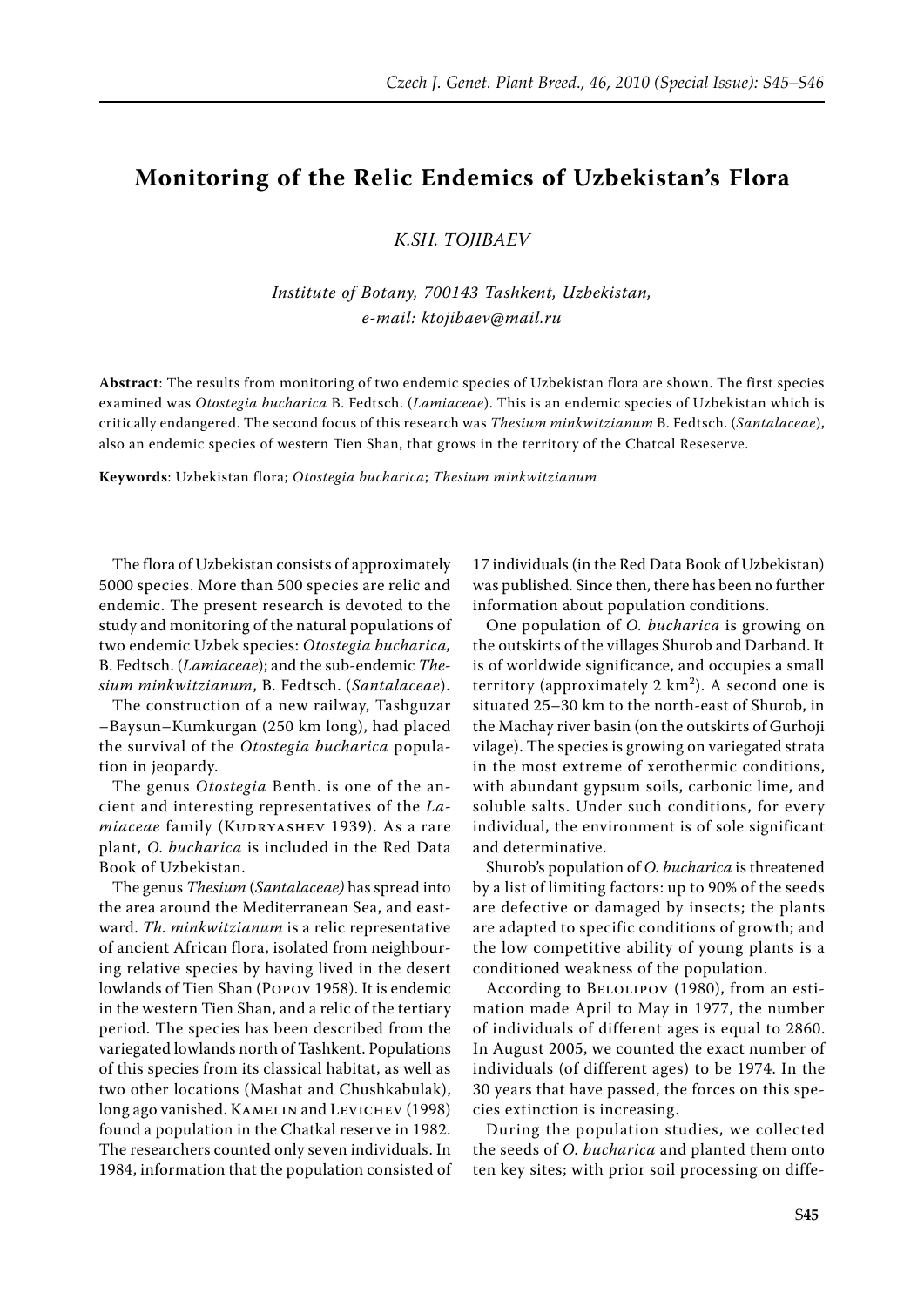# Monitoring of the Relic Endemics of Uzbekistan's Flora

*K.Sh. Tojibaev*

*Institute of Botany, 700143 Tashkent, Uzbekistan, e-mail: ktojibaev@mail.ru*

**Abstract**: The results from monitoring of two endemic species of Uzbekistan flora are shown. The first species examined was *Otostegia bucharica* B. Fedtsch. (*Lamiaceae*). This is an endemic species of Uzbekistan which is critically endangered. The second focus of this research was *Thesium minkwitzianum* B. Fedtsch. (*Santalaceae*), also an endemic species of western Tien Shan, that grows in the territory of the Chatcal Reseserve.

**Keywords**: Uzbekistan flora; *Otostegia bucharica*; *Thesium minkwitzianum*

The flora of Uzbekistan consists of approximately 5000 species. More than 500 species are relic and endemic. The present research is devoted to the study and monitoring of the natural populations of two endemic Uzbek species: *Otostegia bucharica,* B. Fedtsch. (*Lamiaceae*); and the sub-endemic *Thesium minkwitzianum*, B. Fedtsch. (*Santalaceae*).

The construction of a new railway, Tashguzar –Baysun–Kumkurgan (250 km long), had placed the survival of the *Otostegia bucharica* population in jeopardy.

The genus *Otostegia* Benth. is one of the ancient and interesting representatives of the *Lamiaceae* family (Kudryashev 1939). As a rare plant, *O. bucharica* is included in the Red Data Book of Uzbekistan.

The genus *Thesium* (*Santalaceae)* has spread into the area around the Mediterranean Sea, and eastward. *Th. minkwitzianum* is a relic representative of ancient African flora, isolated from neighbouring relative species by having lived in the desert lowlands of Tien Shan (Popov 1958). It is endemic in the western Tien Shan, and a relic of the tertiary period. The species has been described from the variegated lowlands north of Tashkent. Populations of this species from its classical habitat, as well as two other locations (Mashat and Chushkabulak), long ago vanished. Kamelin and Levichev (1998) found a population in the Chatkal reserve in 1982. The researchers counted only seven individuals. In 1984, information that the population consisted of 17 individuals (in the Red Data Book of Uzbekistan) was published. Since then, there has been no further information about population conditions.

One population of *O. bucharica* is growing on the outskirts of the villages Shurob and Darband. It is of worldwide significance, and occupies a small territory (approximately 2 km$^2$). A second one is situated 25–30 km to the north-east of Shurob, in the Machay river basin (on the outskirts of Gurhoji vilage). The species is growing on variegated strata in the most extreme of xerothermic conditions, with abundant gypsum soils, carbonic lime, and soluble salts. Under such conditions, for every individual, the environment is of sole significant and determinative.

Shurob's population of *O. bucharica* is threatened by a list of limiting factors: up to 90% of the seeds are defective or damaged by insects; the plants are adapted to specific conditions of growth; and the low competitive ability of young plants is a conditioned weakness of the population.

According to Belolipov (1980), from an estimation made April to May in 1977, the number of individuals of different ages is equal to 2860. In August 2005, we counted the exact number of individuals (of different ages) to be 1974. In the 30 years that have passed, the forces on this species extinction is increasing.

During the population studies, we collected the seeds of *O. bucharica* and planted them onto ten key sites; with prior soil processing on diffe-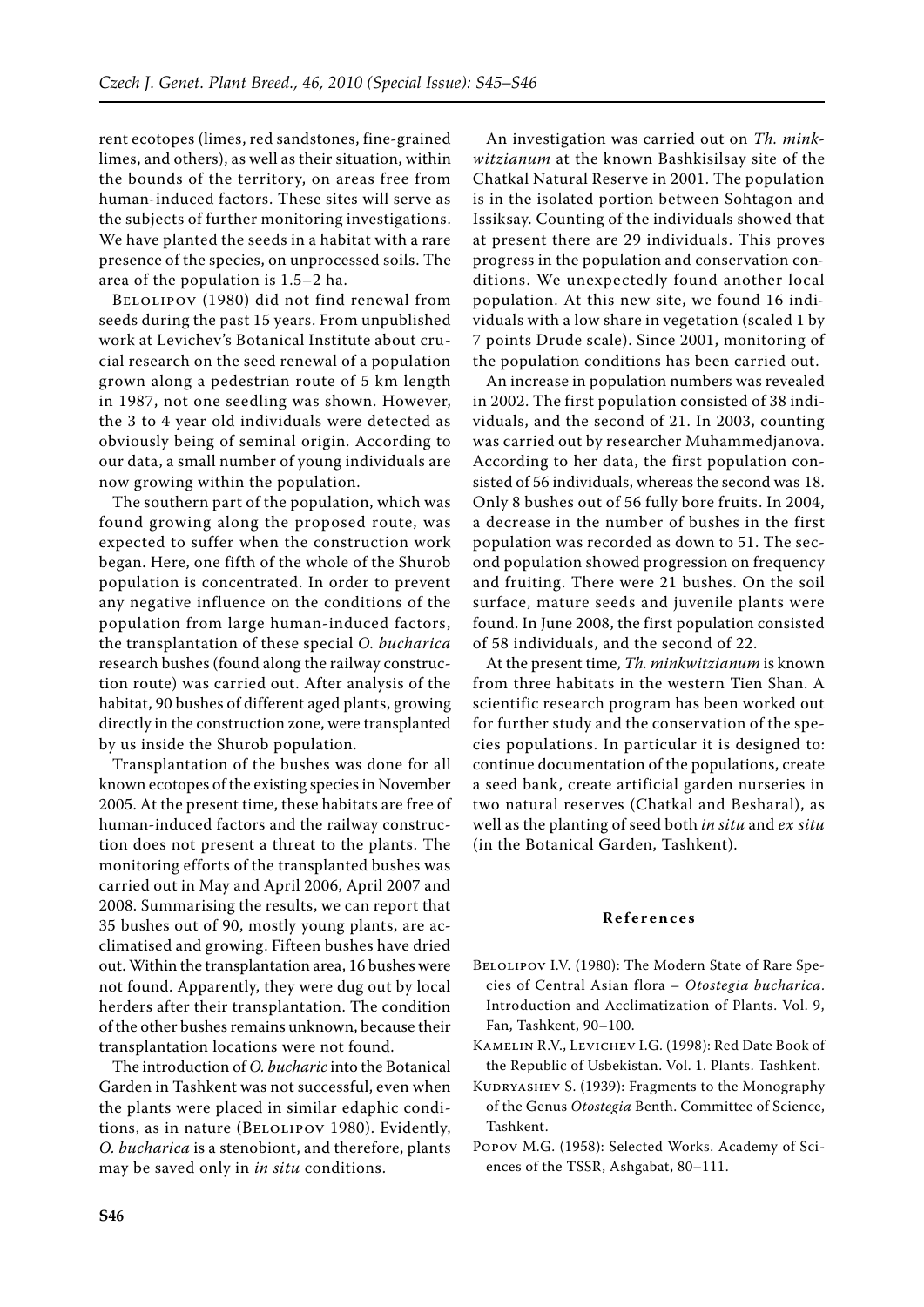rent ecotopes (limes, red sandstones, fine-grained limes, and others), as well as their situation, within the bounds of the territory, on areas free from human-induced factors. These sites will serve as the subjects of further monitoring investigations. We have planted the seeds in a habitat with a rare presence of the species, on unprocessed soils. The area of the population is 1.5–2 ha.

Belolipov (1980) did not find renewal from seeds during the past 15 years. From unpublished work at Levichev's Botanical Institute about crucial research on the seed renewal of a population grown along a pedestrian route of 5 km length in 1987, not one seedling was shown. However, the 3 to 4 year old individuals were detected as obviously being of seminal origin. According to our data, a small number of young individuals are now growing within the population.

The southern part of the population, which was found growing along the proposed route, was expected to suffer when the construction work began. Here, one fifth of the whole of the Shurob population is concentrated. In order to prevent any negative influence on the conditions of the population from large human-induced factors, the transplantation of these special *O. bucharica* research bushes (found along the railway construction route) was carried out. After analysis of the habitat, 90 bushes of different aged plants, growing directly in the construction zone, were transplanted by us inside the Shurob population.

Transplantation of the bushes was done for all known ecotopes of the existing species in November 2005. At the present time, these habitats are free of human-induced factors and the railway construction does not present a threat to the plants. The monitoring efforts of the transplanted bushes was carried out in May and April 2006, April 2007 and 2008. Summarising the results, we can report that 35 bushes out of 90, mostly young plants, are acclimatised and growing. Fifteen bushes have dried out. Within the transplantation area, 16 bushes were not found. Apparently, they were dug out by local herders after their transplantation. The condition of the other bushes remains unknown, because their transplantation locations were not found.

The introduction of *O. bucharic* into the Botanical Garden in Tashkent was not successful, even when the plants were placed in similar edaphic conditions, as in nature (Belolipov 1980). Evidently, *O. bucharica* is a stenobiont, and therefore, plants may be saved only in *in situ* conditions.

An investigation was carried out on *Th. minkwitzianum* at the known Bashkisilsay site of the Chatkal Natural Reserve in 2001. The population is in the isolated portion between Sohtagon and Issiksay. Counting of the individuals showed that at present there are 29 individuals. This proves progress in the population and conservation conditions. We unexpectedly found another local population. At this new site, we found 16 individuals with a low share in vegetation (scaled 1 by 7 points Drude scale). Since 2001, monitoring of the population conditions has been carried out.

An increase in population numbers was revealed in 2002. The first population consisted of 38 individuals, and the second of 21. In 2003, counting was carried out by researcher Muhammedjanova. According to her data, the first population consisted of 56 individuals, whereas the second was 18. Only 8 bushes out of 56 fully bore fruits. In 2004, a decrease in the number of bushes in the first population was recorded as down to 51. The second population showed progression on frequency and fruiting. There were 21 bushes. On the soil surface, mature seeds and juvenile plants were found. In June 2008, the first population consisted of 58 individuals, and the second of 22.

At the present time, *Th. minkwitzianum* is known from three habitats in the western Tien Shan. A scientific research program has been worked out for further study and the conservation of the species populations. In particular it is designed to: continue documentation of the populations, create a seed bank, create artificial garden nurseries in two natural reserves (Chatkal and Besharal), as well as the planting of seed both *in situ* and *ex situ* (in the Botanical Garden, Tashkent).

## References

Belolipov I.V. (1980): The Modern State of Rare Species of Central Asian flora – *Otostegia bucharica*. Introduction and Acclimatization of Plants. Vol. 9, Fan, Tashkent, 90–100.

Kamelin R.V., Levichev I.G. (1998): Red Date Book of the Republic of Usbekistan. Vol. 1. Plants. Tashkent.

Kudryashev S. (1939): Fragments to the Monography of the Genus *Otostegia* Benth. Committee of Science, Tashkent.

Popov M.G. (1958): Selected Works. Academy of Sciences of the TSSR, Ashgabat, 80–111.